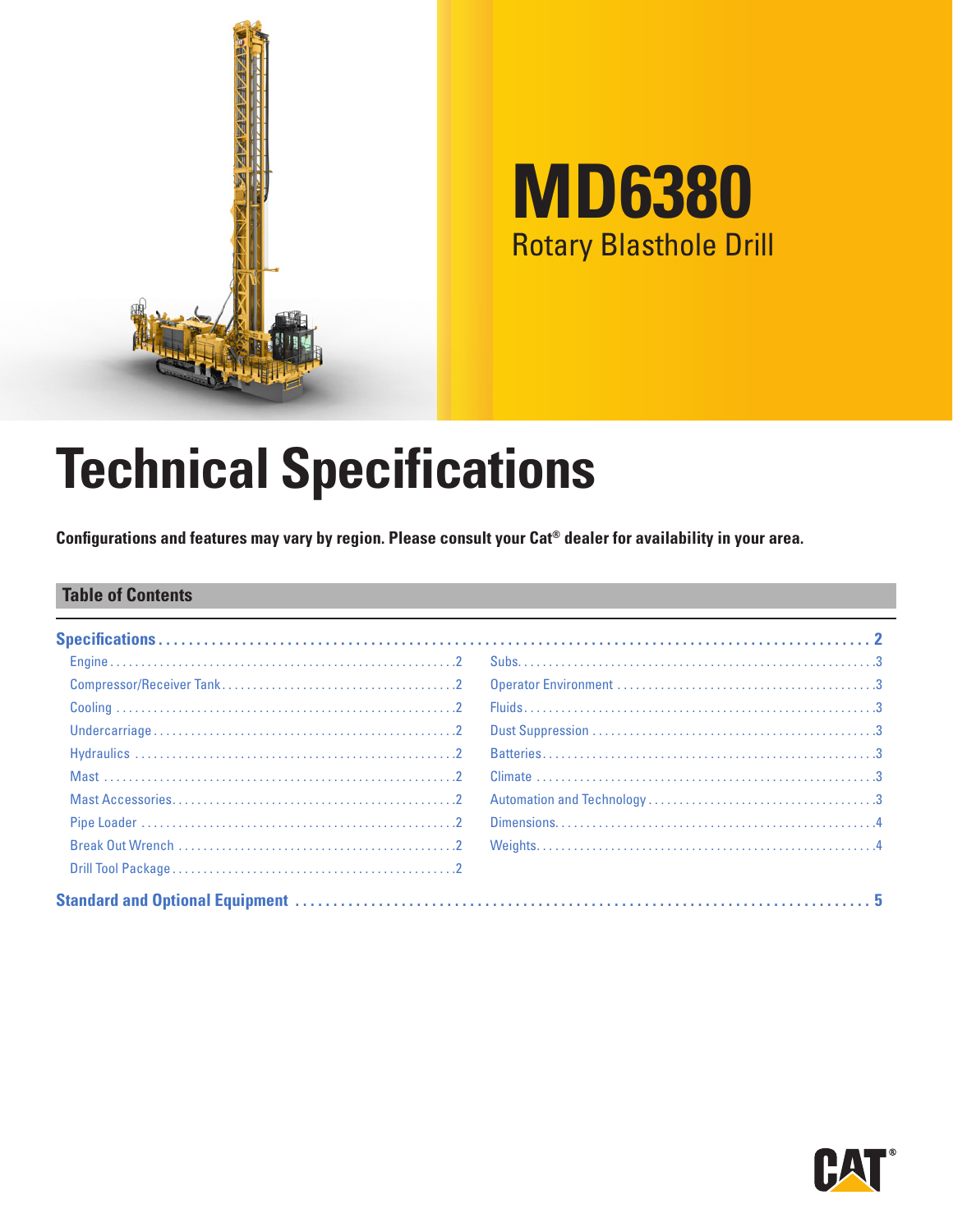# MD6380

Rotary Blasthole Drill

# Technical Specifications

**Configurations and features may vary by region. Please consult your Cat® dealer for availability in your area.**

## Table of Contents

**Specifications** ........................................ 2

- Engine .......................................... 2
- Compressor/Receiver Tank .......................................... 2
- Cooling .......................................... 2
- Undercarriage .......................................... 2
- Hydraulics .......................................... 2
- Mast .......................................... 2
- Mast Accessories .......................................... 2
- Pipe Loader .......................................... 2
- Break Out Wrench .......................................... 2
- Drill Tool Package .......................................... 2
- Subs .......................................... 3
- Operator Environment .......................................... 3
- Fluids .......................................... 3
- Dust Suppression .......................................... 3
- Batteries .......................................... 3
- Climate .......................................... 3
- Automation and Technology .......................................... 3
- Dimensions .......................................... 4
- Weights .......................................... 4

**Standard and Optional Equipment** ........................................ 5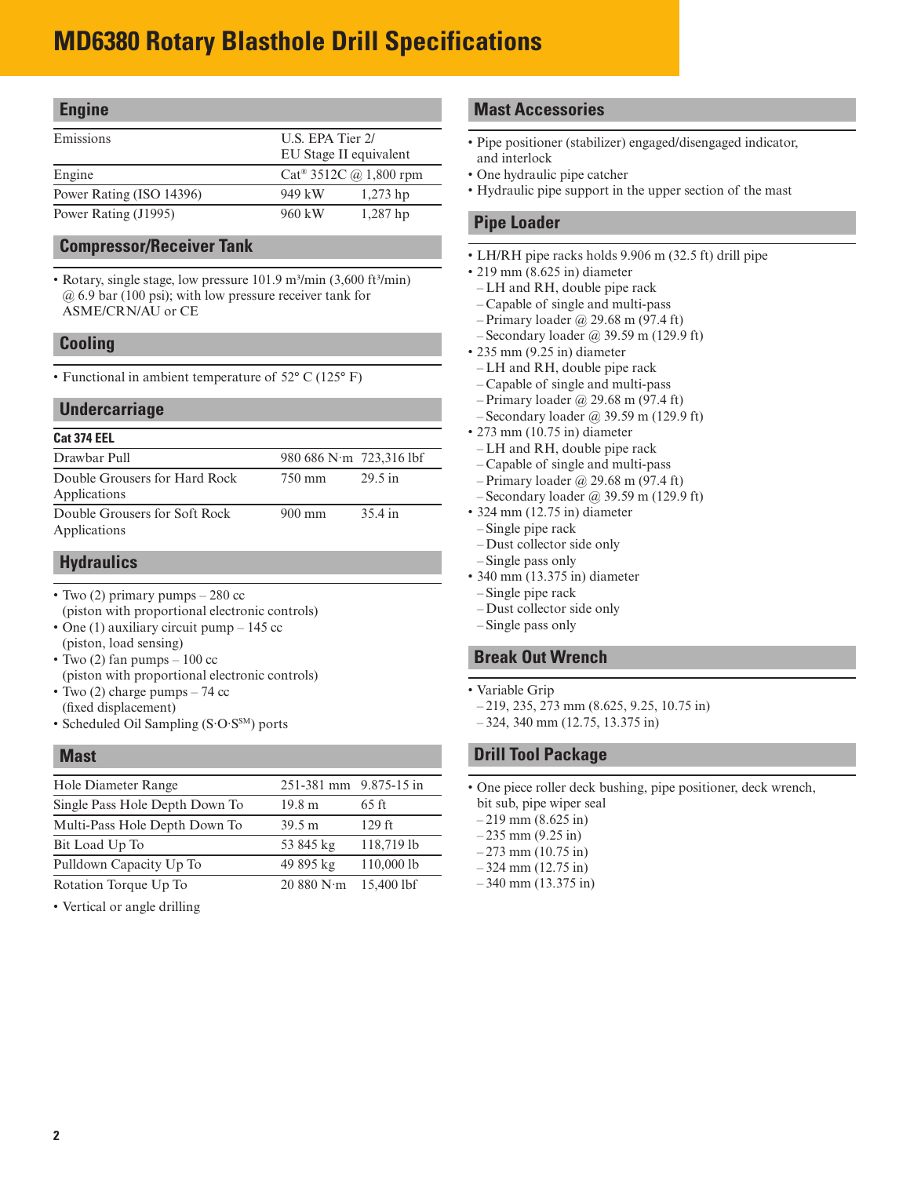# MD6380 Rotary Blasthole Drill Specifications

## Engine

| | | |
|---|---|---|
| Emissions | U.S. EPA Tier 2/ EU Stage II equivalent | |
| Engine | Cat® 3512C @ 1,800 rpm | |
| Power Rating (ISO 14396) | 949 kW | 1,273 hp |
| Power Rating (J1995) | 960 kW | 1,287 hp |

## Compressor/Receiver Tank

- Rotary, single stage, low pressure 101.9 m³/min (3,600 ft³/min) @ 6.9 bar (100 psi); with low pressure receiver tank for ASME/CRN/AU or CE

## Cooling

- Functional in ambient temperature of 52° C (125° F)

## Undercarriage

| Cat 374 EEL | | |
|---|---|---|
| Drawbar Pull | 980 686 N·m | 723,316 lbf |
| Double Grousers for Hard Rock Applications | 750 mm | 29.5 in |
| Double Grousers for Soft Rock Applications | 900 mm | 35.4 in |

## Hydraulics

- Two (2) primary pumps – 280 cc (piston with proportional electronic controls)
- One (1) auxiliary circuit pump – 145 cc (piston, load sensing)
- Two (2) fan pumps – 100 cc (piston with proportional electronic controls)
- Two (2) charge pumps – 74 cc (fixed displacement)
- Scheduled Oil Sampling (S·O·S℠) ports

## Mast

| | | |
|---|---|---|
| Hole Diameter Range | 251-381 mm | 9.875-15 in |
| Single Pass Hole Depth Down To | 19.8 m | 65 ft |
| Multi-Pass Hole Depth Down To | 39.5 m | 129 ft |
| Bit Load Up To | 53 845 kg | 118,719 lb |
| Pulldown Capacity Up To | 49 895 kg | 110,000 lb |
| Rotation Torque Up To | 20 880 N·m | 15,400 lbf |

- Vertical or angle drilling

## Mast Accessories

- Pipe positioner (stabilizer) engaged/disengaged indicator, and interlock
- One hydraulic pipe catcher
- Hydraulic pipe support in the upper section of the mast

## Pipe Loader

- LH/RH pipe racks holds 9.906 m (32.5 ft) drill pipe
- 219 mm (8.625 in) diameter
  - LH and RH, double pipe rack
  - Capable of single and multi-pass
  - Primary loader @ 29.68 m (97.4 ft)
  - Secondary loader @ 39.59 m (129.9 ft)
- 235 mm (9.25 in) diameter
  - LH and RH, double pipe rack
  - Capable of single and multi-pass
  - Primary loader @ 29.68 m (97.4 ft)
  - Secondary loader @ 39.59 m (129.9 ft)
- 273 mm (10.75 in) diameter
  - LH and RH, double pipe rack
  - Capable of single and multi-pass
  - Primary loader @ 29.68 m (97.4 ft)
  - Secondary loader @ 39.59 m (129.9 ft)
- 324 mm (12.75 in) diameter
  - Single pipe rack
  - Dust collector side only
  - Single pass only
- 340 mm (13.375 in) diameter
  - Single pipe rack
  - Dust collector side only
  - Single pass only

## Break Out Wrench

- Variable Grip
  - 219, 235, 273 mm (8.625, 9.25, 10.75 in)
  - 324, 340 mm (12.75, 13.375 in)

## Drill Tool Package

- One piece roller deck bushing, pipe positioner, deck wrench, bit sub, pipe wiper seal
  - 219 mm (8.625 in)
  - 235 mm (9.25 in)
  - 273 mm (10.75 in)
  - 324 mm (12.75 in)
  - 340 mm (13.375 in)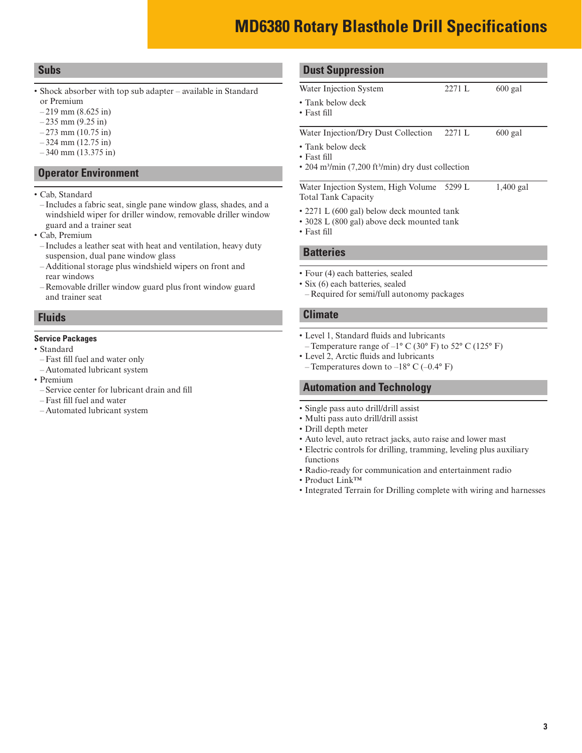# MD6380 Rotary Blasthole Drill Specifications

## Subs

- Shock absorber with top sub adapter – available in Standard or Premium
  - 219 mm (8.625 in)
  - 235 mm (9.25 in)
  - 273 mm (10.75 in)
  - 324 mm (12.75 in)
  - 340 mm (13.375 in)

## Operator Environment

- Cab, Standard
  - Includes a fabric seat, single pane window glass, shades, and a windshield wiper for driller window, removable driller window guard and a trainer seat
- Cab, Premium
  - Includes a leather seat with heat and ventilation, heavy duty suspension, dual pane window glass
  - Additional storage plus windshield wipers on front and rear windows
  - Removable driller window guard plus front window guard and trainer seat

## Fluids

**Service Packages**

- Standard
  - Fast fill fuel and water only
  - Automated lubricant system
- Premium
  - Service center for lubricant drain and fill
  - Fast fill fuel and water
  - Automated lubricant system

## Dust Suppression

| | | |
|---|---|---|
| Water Injection System | 2271 L | 600 gal |

- Tank below deck
- Fast fill

| | | |
|---|---|---|
| Water Injection/Dry Dust Collection | 2271 L | 600 gal |

- Tank below deck
- Fast fill
- 204 m³/min (7,200 ft³/min) dry dust collection

| | | |
|---|---|---|
| Water Injection System, High Volume Total Tank Capacity | 5299 L | 1,400 gal |

- 2271 L (600 gal) below deck mounted tank
- 3028 L (800 gal) above deck mounted tank
- Fast fill

## Batteries

- Four (4) each batteries, sealed
- Six (6) each batteries, sealed
  - Required for semi/full autonomy packages

## Climate

- Level 1, Standard fluids and lubricants
  - Temperature range of –1° C (30° F) to 52° C (125° F)
- Level 2, Arctic fluids and lubricants
  - Temperatures down to –18° C (–0.4° F)

## Automation and Technology

- Single pass auto drill/drill assist
- Multi pass auto drill/drill assist
- Drill depth meter
- Auto level, auto retract jacks, auto raise and lower mast
- Electric controls for drilling, tramming, leveling plus auxiliary functions
- Radio-ready for communication and entertainment radio
- Product Link™
- Integrated Terrain for Drilling complete with wiring and harnesses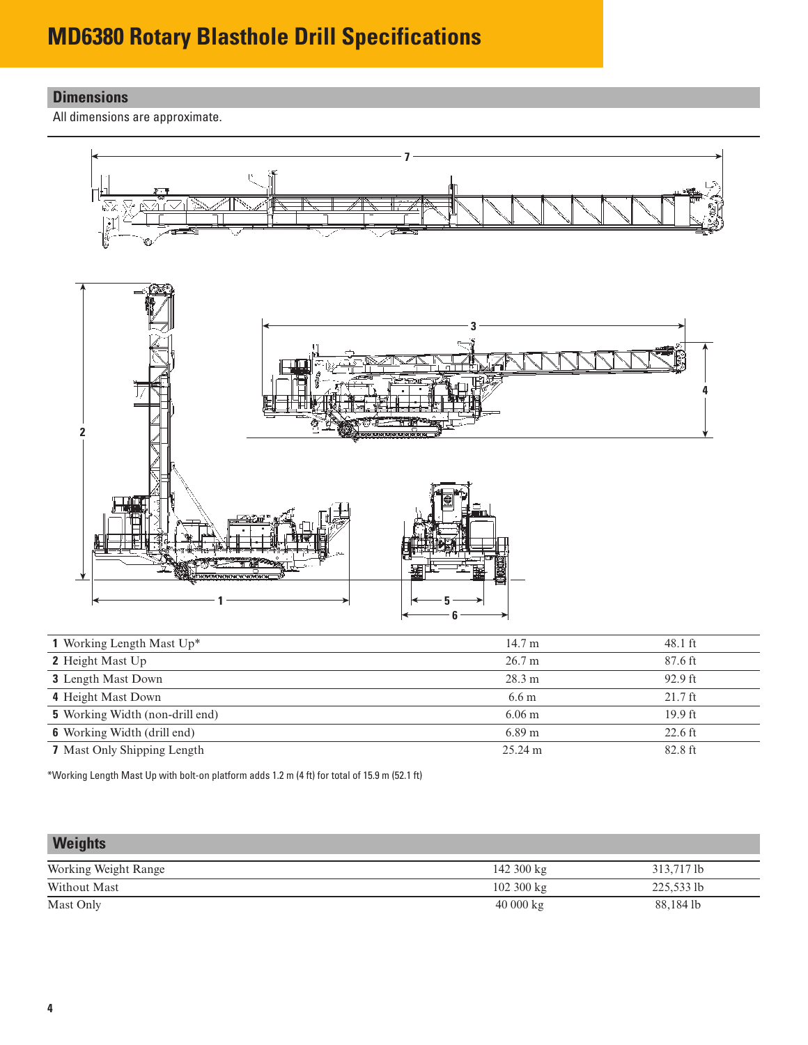# MD6380 Rotary Blasthole Drill Specifications

## Dimensions

All dimensions are approximate.

| | | |
|---|---|---|
| **1** Working Length Mast Up* | 14.7 m | 48.1 ft |
| **2** Height Mast Up | 26.7 m | 87.6 ft |
| **3** Length Mast Down | 28.3 m | 92.9 ft |
| **4** Height Mast Down | 6.6 m | 21.7 ft |
| **5** Working Width (non-drill end) | 6.06 m | 19.9 ft |
| **6** Working Width (drill end) | 6.89 m | 22.6 ft |
| **7** Mast Only Shipping Length | 25.24 m | 82.8 ft |

*Working Length Mast Up with bolt-on platform adds 1.2 m (4 ft) for total of 15.9 m (52.1 ft)

## Weights

| | | |
|---|---|---|
| Working Weight Range | 142 300 kg | 313,717 lb |
| Without Mast | 102 300 kg | 225,533 lb |
| Mast Only | 40 000 kg | 88,184 lb |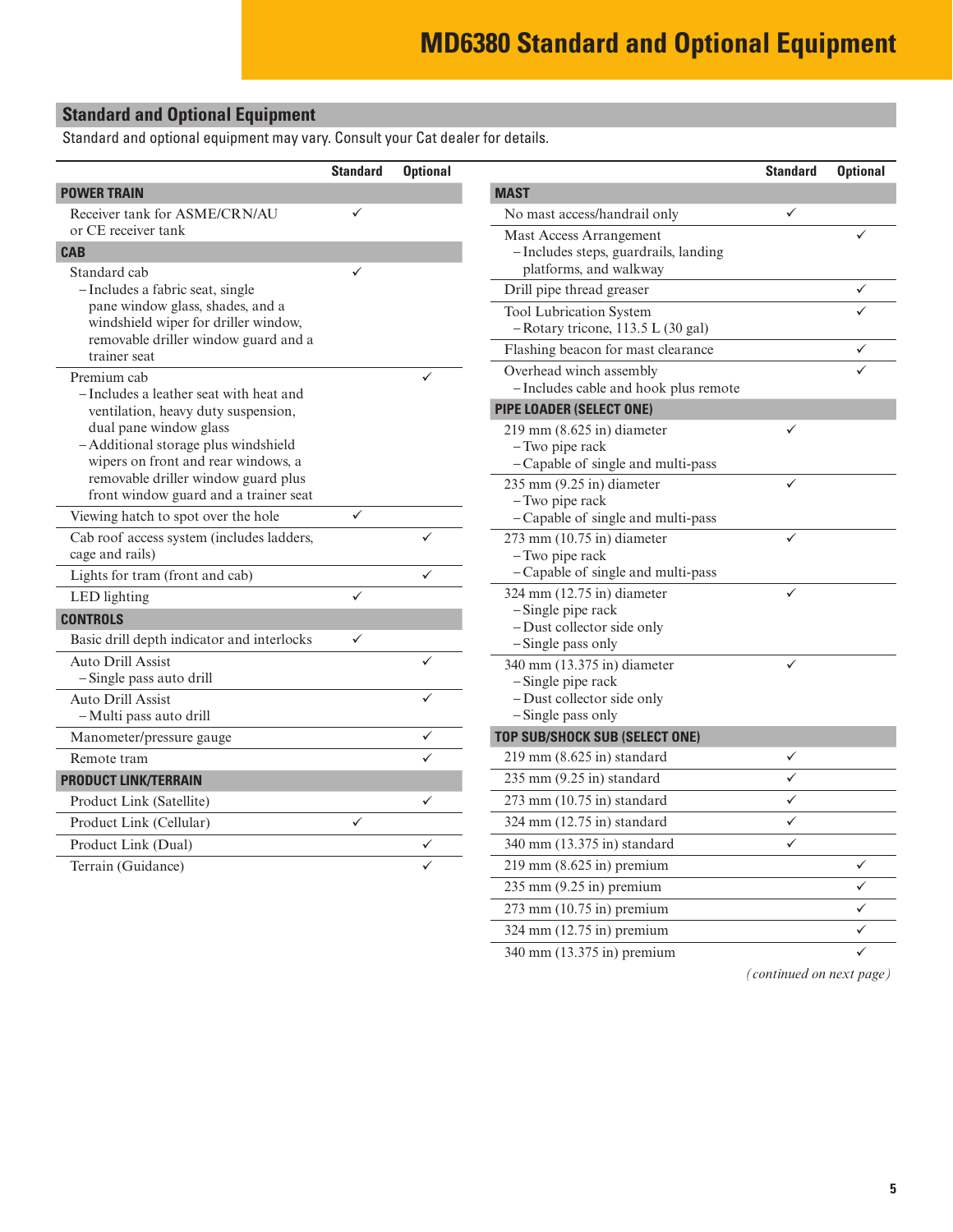# MD6380 Standard and Optional Equipment

## Standard and Optional Equipment

Standard and optional equipment may vary. Consult your Cat dealer for details.

| | Standard | Optional |
|---|---|---|
| **POWER TRAIN** | | |
| Receiver tank for ASME/CRN/AU or CE receiver tank | ✓ | |
| **CAB** | | |
| Standard cab<br>– Includes a fabric seat, single pane window glass, shades, and a windshield wiper for driller window, removable driller window guard and a trainer seat | ✓ | |
| Premium cab<br>– Includes a leather seat with heat and ventilation, heavy duty suspension, dual pane window glass<br>– Additional storage plus windshield wipers on front and rear windows, a removable driller window guard plus front window guard and a trainer seat | | ✓ |
| Viewing hatch to spot over the hole | ✓ | |
| Cab roof access system (includes ladders, cage and rails) | | ✓ |
| Lights for tram (front and cab) | | ✓ |
| LED lighting | ✓ | |
| **CONTROLS** | | |
| Basic drill depth indicator and interlocks | ✓ | |
| Auto Drill Assist<br>– Single pass auto drill | | ✓ |
| Auto Drill Assist<br>– Multi pass auto drill | | ✓ |
| Manometer/pressure gauge | | ✓ |
| Remote tram | | ✓ |
| **PRODUCT LINK/TERRAIN** | | |
| Product Link (Satellite) | | ✓ |
| Product Link (Cellular) | ✓ | |
| Product Link (Dual) | | ✓ |
| Terrain (Guidance) | | ✓ |

| | Standard | Optional |
|---|---|---|
| **MAST** | | |
| No mast access/handrail only | ✓ | |
| Mast Access Arrangement<br>– Includes steps, guardrails, landing platforms, and walkway | | ✓ |
| Drill pipe thread greaser | | ✓ |
| Tool Lubrication System<br>– Rotary tricone, 113.5 L (30 gal) | | ✓ |
| Flashing beacon for mast clearance | | ✓ |
| Overhead winch assembly<br>– Includes cable and hook plus remote | | ✓ |
| **PIPE LOADER (SELECT ONE)** | | |
| 219 mm (8.625 in) diameter<br>– Two pipe rack<br>– Capable of single and multi-pass | ✓ | |
| 235 mm (9.25 in) diameter<br>– Two pipe rack<br>– Capable of single and multi-pass | ✓ | |
| 273 mm (10.75 in) diameter<br>– Two pipe rack<br>– Capable of single and multi-pass | ✓ | |
| 324 mm (12.75 in) diameter<br>– Single pipe rack<br>– Dust collector side only<br>– Single pass only | ✓ | |
| 340 mm (13.375 in) diameter<br>– Single pipe rack<br>– Dust collector side only<br>– Single pass only | ✓ | |
| **TOP SUB/SHOCK SUB (SELECT ONE)** | | |
| 219 mm (8.625 in) standard | ✓ | |
| 235 mm (9.25 in) standard | ✓ | |
| 273 mm (10.75 in) standard | ✓ | |
| 324 mm (12.75 in) standard | ✓ | |
| 340 mm (13.375 in) standard | ✓ | |
| 219 mm (8.625 in) premium | | ✓ |
| 235 mm (9.25 in) premium | | ✓ |
| 273 mm (10.75 in) premium | | ✓ |
| 324 mm (12.75 in) premium | | ✓ |
| 340 mm (13.375 in) premium | | ✓ |

*(continued on next page)*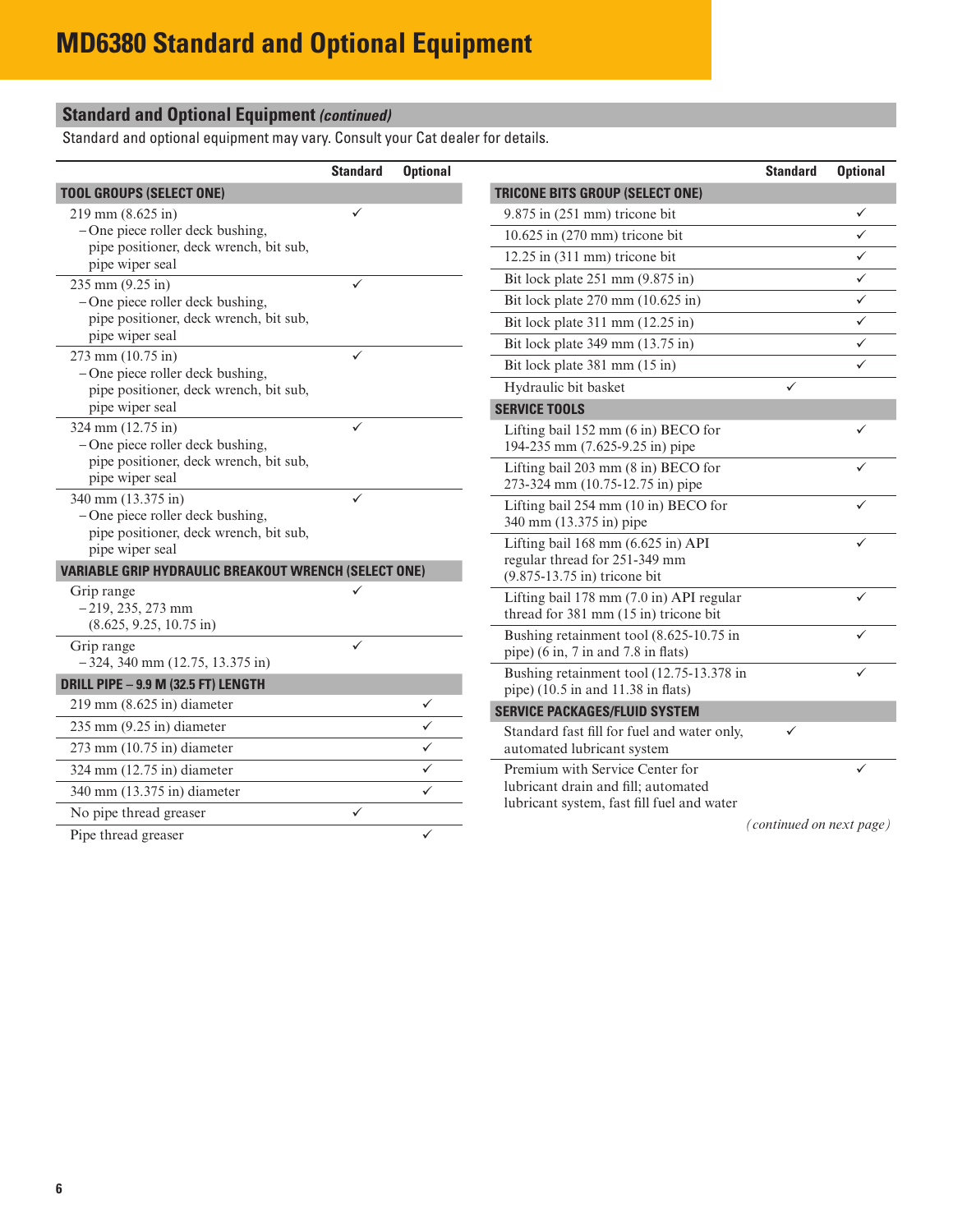# MD6380 Standard and Optional Equipment

## Standard and Optional Equipment *(continued)*

Standard and optional equipment may vary. Consult your Cat dealer for details.

| | Standard | Optional |
|---|---|---|
| **TOOL GROUPS (SELECT ONE)** | | |
| 219 mm (8.625 in) – One piece roller deck bushing, pipe positioner, deck wrench, bit sub, pipe wiper seal | ✓ | |
| 235 mm (9.25 in) – One piece roller deck bushing, pipe positioner, deck wrench, bit sub, pipe wiper seal | ✓ | |
| 273 mm (10.75 in) – One piece roller deck bushing, pipe positioner, deck wrench, bit sub, pipe wiper seal | ✓ | |
| 324 mm (12.75 in) – One piece roller deck bushing, pipe positioner, deck wrench, bit sub, pipe wiper seal | ✓ | |
| 340 mm (13.375 in) – One piece roller deck bushing, pipe positioner, deck wrench, bit sub, pipe wiper seal | ✓ | |
| **VARIABLE GRIP HYDRAULIC BREAKOUT WRENCH (SELECT ONE)** | | |
| Grip range – 219, 235, 273 mm (8.625, 9.25, 10.75 in) | ✓ | |
| Grip range – 324, 340 mm (12.75, 13.375 in) | ✓ | |
| **DRILL PIPE – 9.9 M (32.5 FT) LENGTH** | | |
| 219 mm (8.625 in) diameter | | ✓ |
| 235 mm (9.25 in) diameter | | ✓ |
| 273 mm (10.75 in) diameter | | ✓ |
| 324 mm (12.75 in) diameter | | ✓ |
| 340 mm (13.375 in) diameter | | ✓ |
| No pipe thread greaser | ✓ | |
| Pipe thread greaser | | ✓ |

| | Standard | Optional |
|---|---|---|
| **TRICONE BITS GROUP (SELECT ONE)** | | |
| 9.875 in (251 mm) tricone bit | | ✓ |
| 10.625 in (270 mm) tricone bit | | ✓ |
| 12.25 in (311 mm) tricone bit | | ✓ |
| Bit lock plate 251 mm (9.875 in) | | ✓ |
| Bit lock plate 270 mm (10.625 in) | | ✓ |
| Bit lock plate 311 mm (12.25 in) | | ✓ |
| Bit lock plate 349 mm (13.75 in) | | ✓ |
| Bit lock plate 381 mm (15 in) | | ✓ |
| Hydraulic bit basket | ✓ | |
| **SERVICE TOOLS** | | |
| Lifting bail 152 mm (6 in) BECO for 194-235 mm (7.625-9.25 in) pipe | | ✓ |
| Lifting bail 203 mm (8 in) BECO for 273-324 mm (10.75-12.75 in) pipe | | ✓ |
| Lifting bail 254 mm (10 in) BECO for 340 mm (13.375 in) pipe | | ✓ |
| Lifting bail 168 mm (6.625 in) API regular thread for 251-349 mm (9.875-13.75 in) tricone bit | | ✓ |
| Lifting bail 178 mm (7.0 in) API regular thread for 381 mm (15 in) tricone bit | | ✓ |
| Bushing retainment tool (8.625-10.75 in pipe) (6 in, 7 in and 7.8 in flats) | | ✓ |
| Bushing retainment tool (12.75-13.378 in pipe) (10.5 in and 11.38 in flats) | | ✓ |
| **SERVICE PACKAGES/FLUID SYSTEM** | | |
| Standard fast fill for fuel and water only, automated lubricant system | ✓ | |
| Premium with Service Center for lubricant drain and fill; automated lubricant system, fast fill fuel and water | | ✓ |

*(continued on next page)*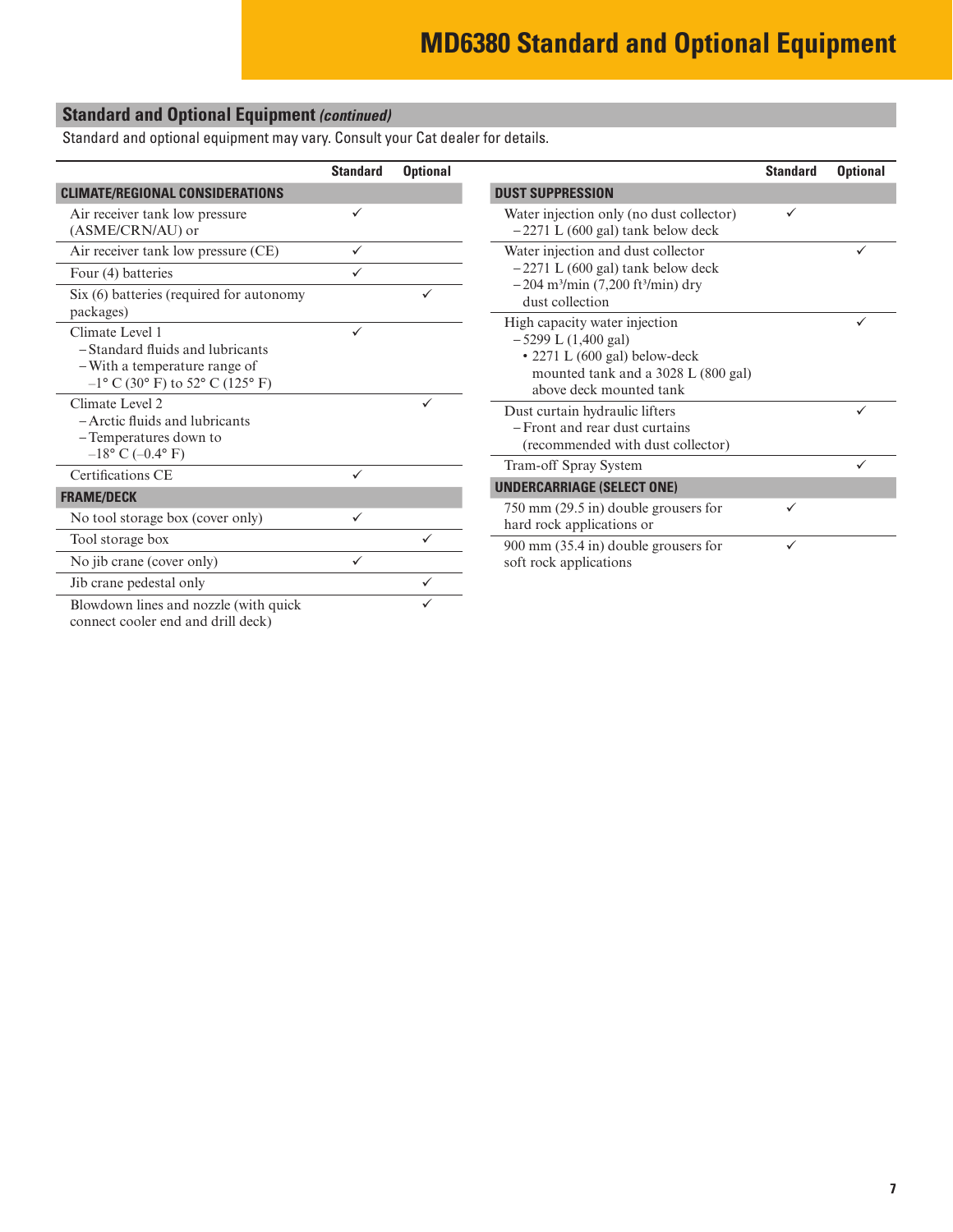# MD6380 Standard and Optional Equipment

## Standard and Optional Equipment *(continued)*

Standard and optional equipment may vary. Consult your Cat dealer for details.

| | Standard | Optional |
|---|---|---|
| **CLIMATE/REGIONAL CONSIDERATIONS** | | |
| Air receiver tank low pressure (ASME/CRN/AU) or | ✓ | |
| Air receiver tank low pressure (CE) | ✓ | |
| Four (4) batteries | ✓ | |
| Six (6) batteries (required for autonomy packages) | | ✓ |
| Climate Level 1<br>– Standard fluids and lubricants<br>– With a temperature range of –1° C (30° F) to 52° C (125° F) | ✓ | |
| Climate Level 2<br>– Arctic fluids and lubricants<br>– Temperatures down to –18° C (–0.4° F) | | ✓ |
| Certifications CE | ✓ | |
| **FRAME/DECK** | | |
| No tool storage box (cover only) | ✓ | |
| Tool storage box | | ✓ |
| No jib crane (cover only) | ✓ | |
| Jib crane pedestal only | | ✓ |
| Blowdown lines and nozzle (with quick connect cooler end and drill deck) | | ✓ |

| | Standard | Optional |
|---|---|---|
| **DUST SUPPRESSION** | | |
| Water injection only (no dust collector)<br>– 2271 L (600 gal) tank below deck | ✓ | |
| Water injection and dust collector<br>– 2271 L (600 gal) tank below deck<br>– 204 m³/min (7,200 ft³/min) dry dust collection | | ✓ |
| High capacity water injection<br>– 5299 L (1,400 gal)<br>• 2271 L (600 gal) below-deck mounted tank and a 3028 L (800 gal) above deck mounted tank | | ✓ |
| Dust curtain hydraulic lifters<br>– Front and rear dust curtains (recommended with dust collector) | | ✓ |
| Tram-off Spray System | | ✓ |
| **UNDERCARRIAGE (SELECT ONE)** | | |
| 750 mm (29.5 in) double grousers for hard rock applications or | ✓ | |
| 900 mm (35.4 in) double grousers for soft rock applications | ✓ | |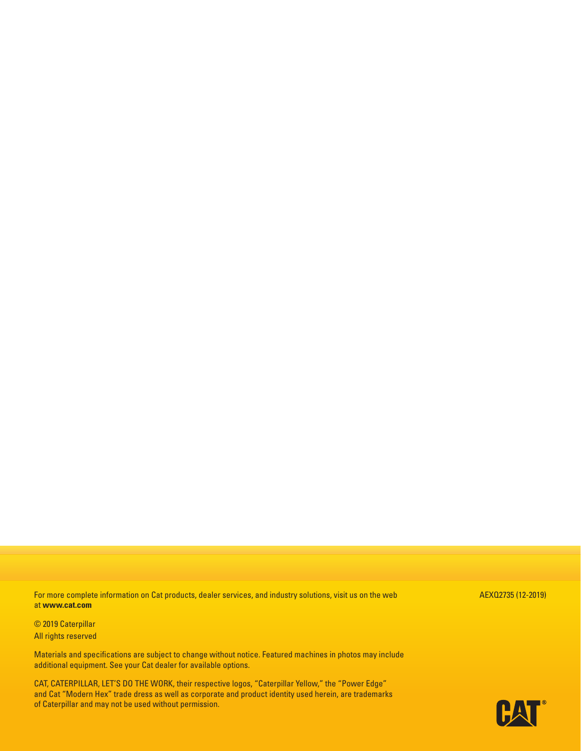For more complete information on Cat products, dealer services, and industry solutions, visit us on the web at **www.cat.com**

AEXQ2735 (12-2019)

© 2019 Caterpillar
All rights reserved

Materials and specifications are subject to change without notice. Featured machines in photos may include additional equipment. See your Cat dealer for available options.

CAT, CATERPILLAR, LET'S DO THE WORK, their respective logos, "Caterpillar Yellow," the "Power Edge" and Cat "Modern Hex" trade dress as well as corporate and product identity used herein, are trademarks of Caterpillar and may not be used without permission.